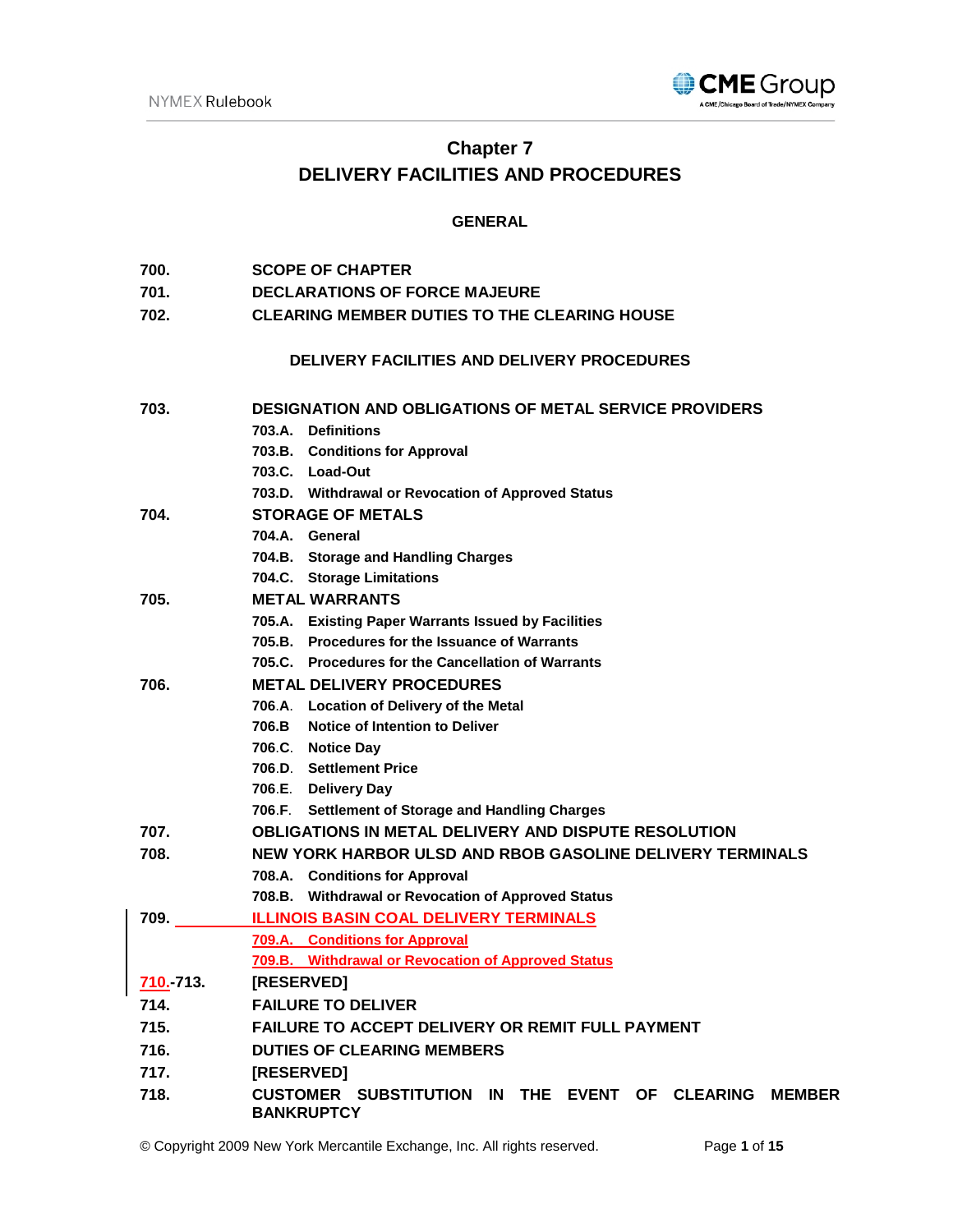# Chapter 7
# DELIVERY FACILITIES AND PROCEDURES

## GENERAL

| | |
|---|---|
| **700.** | **SCOPE OF CHAPTER** |
| **701.** | **DECLARATIONS OF FORCE MAJEURE** |
| **702.** | **CLEARING MEMBER DUTIES TO THE CLEARING HOUSE** |

## DELIVERY FACILITIES AND DELIVERY PROCEDURES

| | |
|---|---|
| **703.** | **DESIGNATION AND OBLIGATIONS OF METAL SERVICE PROVIDERS** |
| | **703.A. Definitions** |
| | **703.B. Conditions for Approval** |
| | **703.C. Load-Out** |
| | **703.D. Withdrawal or Revocation of Approved Status** |
| **704.** | **STORAGE OF METALS** |
| | **704.A. General** |
| | **704.B. Storage and Handling Charges** |
| | **704.C. Storage Limitations** |
| **705.** | **METAL WARRANTS** |
| | **705.A. Existing Paper Warrants Issued by Facilities** |
| | **705.B. Procedures for the Issuance of Warrants** |
| | **705.C. Procedures for the Cancellation of Warrants** |
| **706.** | **METAL DELIVERY PROCEDURES** |
| | **706.A. Location of Delivery of the Metal** |
| | **706.B Notice of Intention to Deliver** |
| | **706.C. Notice Day** |
| | **706.D. Settlement Price** |
| | **706.E. Delivery Day** |
| | **706.F. Settlement of Storage and Handling Charges** |
| **707.** | **OBLIGATIONS IN METAL DELIVERY AND DISPUTE RESOLUTION** |
| **708.** | **NEW YORK HARBOR ULSD AND RBOB GASOLINE DELIVERY TERMINALS** |
| | **708.A. Conditions for Approval** |
| | **708.B. Withdrawal or Revocation of Approved Status** |
| **709.** | **ILLINOIS BASIN COAL DELIVERY TERMINALS** |
| | **709.A. Conditions for Approval** |
| | **709.B. Withdrawal or Revocation of Approved Status** |
| **710.-713.** | **[RESERVED]** |
| **714.** | **FAILURE TO DELIVER** |
| **715.** | **FAILURE TO ACCEPT DELIVERY OR REMIT FULL PAYMENT** |
| **716.** | **DUTIES OF CLEARING MEMBERS** |
| **717.** | **[RESERVED]** |
| **718.** | **CUSTOMER SUBSTITUTION IN THE EVENT OF CLEARING MEMBER BANKRUPTCY** |

© Copyright 2009 New York Mercantile Exchange, Inc. All rights reserved.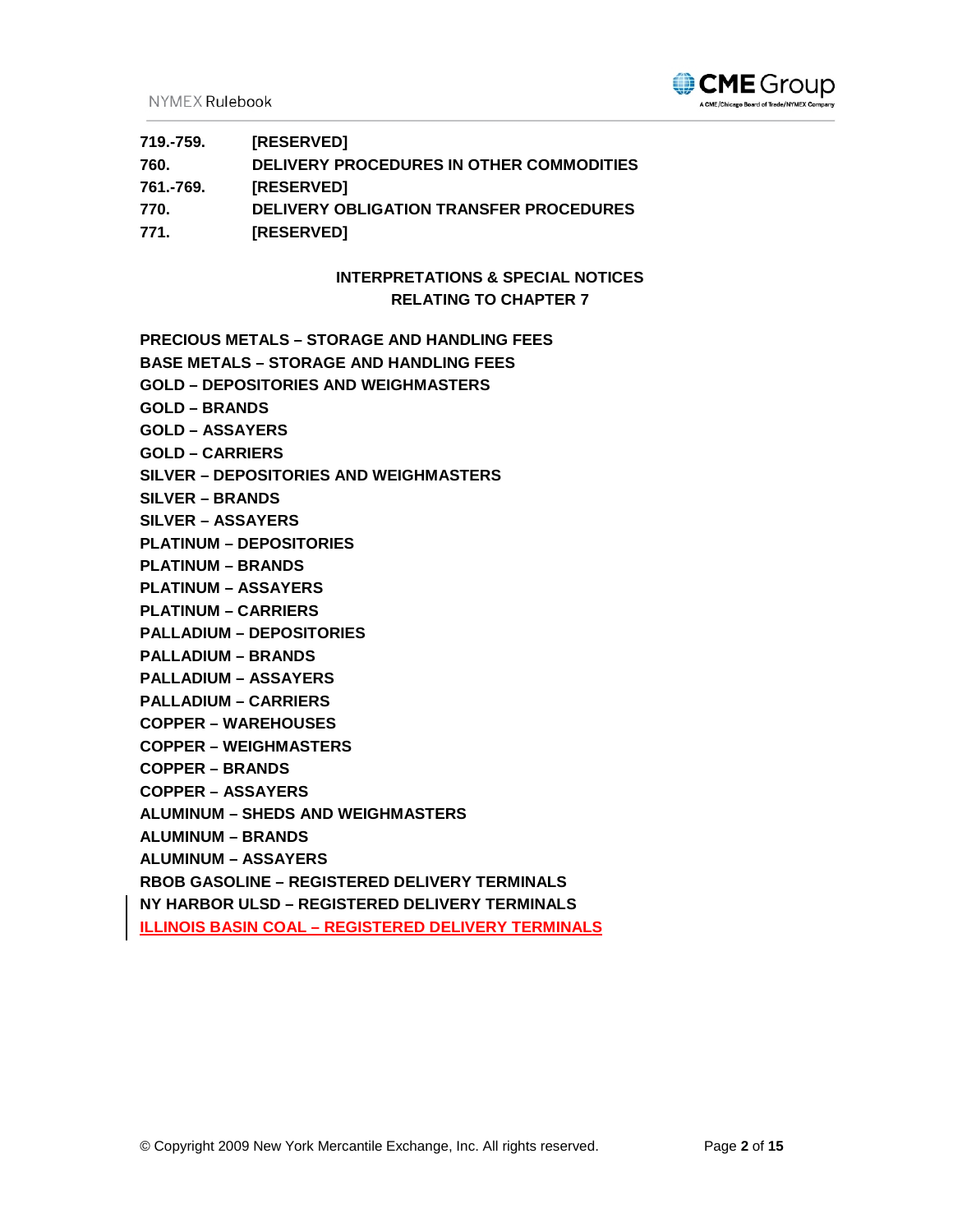| | |
|---|---|
| **719.-759.** | **[RESERVED]** |
| **760.** | **DELIVERY PROCEDURES IN OTHER COMMODITIES** |
| **761.-769.** | **[RESERVED]** |
| **770.** | **DELIVERY OBLIGATION TRANSFER PROCEDURES** |
| **771.** | **[RESERVED]** |

## INTERPRETATIONS & SPECIAL NOTICES RELATING TO CHAPTER 7

**PRECIOUS METALS – STORAGE AND HANDLING FEES**
**BASE METALS – STORAGE AND HANDLING FEES**
**GOLD – DEPOSITORIES AND WEIGHMASTERS**
**GOLD – BRANDS**
**GOLD – ASSAYERS**
**GOLD – CARRIERS**
**SILVER – DEPOSITORIES AND WEIGHMASTERS**
**SILVER – BRANDS**
**SILVER – ASSAYERS**
**PLATINUM – DEPOSITORIES**
**PLATINUM – BRANDS**
**PLATINUM – ASSAYERS**
**PLATINUM – CARRIERS**
**PALLADIUM – DEPOSITORIES**
**PALLADIUM – BRANDS**
**PALLADIUM – ASSAYERS**
**PALLADIUM – CARRIERS**
**COPPER – WAREHOUSES**
**COPPER – WEIGHMASTERS**
**COPPER – BRANDS**
**COPPER – ASSAYERS**
**ALUMINUM – SHEDS AND WEIGHMASTERS**
**ALUMINUM – BRANDS**
**ALUMINUM – ASSAYERS**
**RBOB GASOLINE – REGISTERED DELIVERY TERMINALS**
**NY HARBOR ULSD – REGISTERED DELIVERY TERMINALS**
**ILLINOIS BASIN COAL – REGISTERED DELIVERY TERMINALS**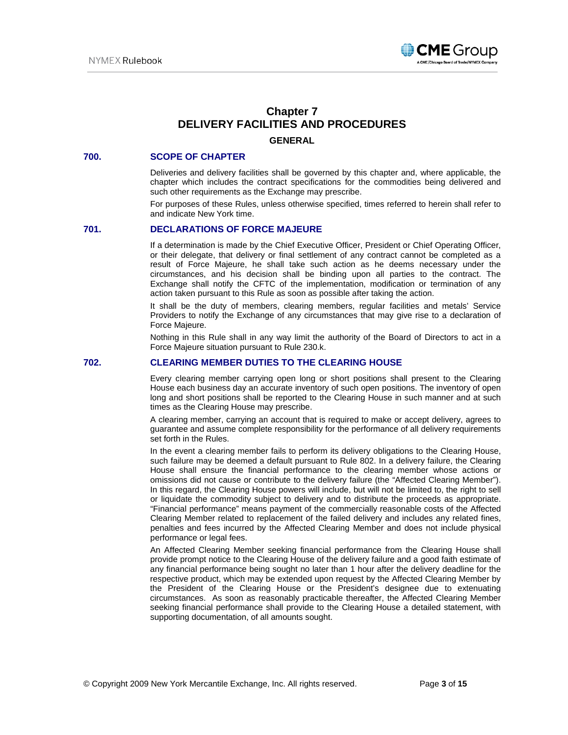# Chapter 7
# DELIVERY FACILITIES AND PROCEDURES

## GENERAL

### 700. SCOPE OF CHAPTER

Deliveries and delivery facilities shall be governed by this chapter and, where applicable, the chapter which includes the contract specifications for the commodities being delivered and such other requirements as the Exchange may prescribe.

For purposes of these Rules, unless otherwise specified, times referred to herein shall refer to and indicate New York time.

### 701. DECLARATIONS OF FORCE MAJEURE

If a determination is made by the Chief Executive Officer, President or Chief Operating Officer, or their delegate, that delivery or final settlement of any contract cannot be completed as a result of Force Majeure, he shall take such action as he deems necessary under the circumstances, and his decision shall be binding upon all parties to the contract. The Exchange shall notify the CFTC of the implementation, modification or termination of any action taken pursuant to this Rule as soon as possible after taking the action.

It shall be the duty of members, clearing members, regular facilities and metals' Service Providers to notify the Exchange of any circumstances that may give rise to a declaration of Force Majeure.

Nothing in this Rule shall in any way limit the authority of the Board of Directors to act in a Force Majeure situation pursuant to Rule 230.k.

### 702. CLEARING MEMBER DUTIES TO THE CLEARING HOUSE

Every clearing member carrying open long or short positions shall present to the Clearing House each business day an accurate inventory of such open positions. The inventory of open long and short positions shall be reported to the Clearing House in such manner and at such times as the Clearing House may prescribe.

A clearing member, carrying an account that is required to make or accept delivery, agrees to guarantee and assume complete responsibility for the performance of all delivery requirements set forth in the Rules.

In the event a clearing member fails to perform its delivery obligations to the Clearing House, such failure may be deemed a default pursuant to Rule 802. In a delivery failure, the Clearing House shall ensure the financial performance to the clearing member whose actions or omissions did not cause or contribute to the delivery failure (the "Affected Clearing Member"). In this regard, the Clearing House powers will include, but will not be limited to, the right to sell or liquidate the commodity subject to delivery and to distribute the proceeds as appropriate. "Financial performance" means payment of the commercially reasonable costs of the Affected Clearing Member related to replacement of the failed delivery and includes any related fines, penalties and fees incurred by the Affected Clearing Member and does not include physical performance or legal fees.

An Affected Clearing Member seeking financial performance from the Clearing House shall provide prompt notice to the Clearing House of the delivery failure and a good faith estimate of any financial performance being sought no later than 1 hour after the delivery deadline for the respective product, which may be extended upon request by the Affected Clearing Member by the President of the Clearing House or the President's designee due to extenuating circumstances. As soon as reasonably practicable thereafter, the Affected Clearing Member seeking financial performance shall provide to the Clearing House a detailed statement, with supporting documentation, of all amounts sought.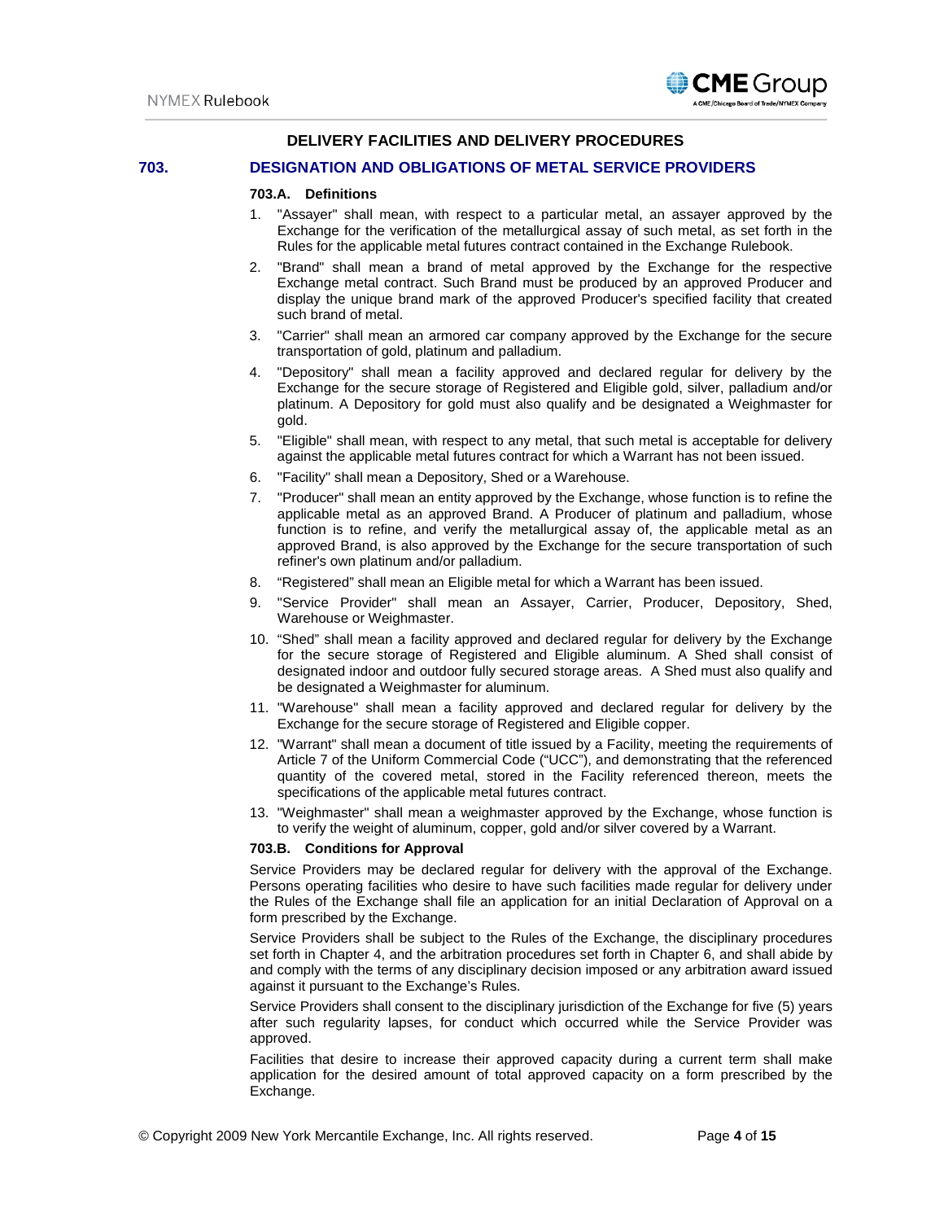## DELIVERY FACILITIES AND DELIVERY PROCEDURES

## 703. DESIGNATION AND OBLIGATIONS OF METAL SERVICE PROVIDERS

### 703.A. Definitions

1. "Assayer" shall mean, with respect to a particular metal, an assayer approved by the Exchange for the verification of the metallurgical assay of such metal, as set forth in the Rules for the applicable metal futures contract contained in the Exchange Rulebook.
2. "Brand" shall mean a brand of metal approved by the Exchange for the respective Exchange metal contract. Such Brand must be produced by an approved Producer and display the unique brand mark of the approved Producer's specified facility that created such brand of metal.
3. "Carrier" shall mean an armored car company approved by the Exchange for the secure transportation of gold, platinum and palladium.
4. "Depository" shall mean a facility approved and declared regular for delivery by the Exchange for the secure storage of Registered and Eligible gold, silver, palladium and/or platinum. A Depository for gold must also qualify and be designated a Weighmaster for gold.
5. "Eligible" shall mean, with respect to any metal, that such metal is acceptable for delivery against the applicable metal futures contract for which a Warrant has not been issued.
6. "Facility" shall mean a Depository, Shed or a Warehouse.
7. "Producer" shall mean an entity approved by the Exchange, whose function is to refine the applicable metal as an approved Brand. A Producer of platinum and palladium, whose function is to refine, and verify the metallurgical assay of, the applicable metal as an approved Brand, is also approved by the Exchange for the secure transportation of such refiner's own platinum and/or palladium.
8. "Registered" shall mean an Eligible metal for which a Warrant has been issued.
9. "Service Provider" shall mean an Assayer, Carrier, Producer, Depository, Shed, Warehouse or Weighmaster.
10. "Shed" shall mean a facility approved and declared regular for delivery by the Exchange for the secure storage of Registered and Eligible aluminum. A Shed shall consist of designated indoor and outdoor fully secured storage areas. A Shed must also qualify and be designated a Weighmaster for aluminum.
11. "Warehouse" shall mean a facility approved and declared regular for delivery by the Exchange for the secure storage of Registered and Eligible copper.
12. "Warrant" shall mean a document of title issued by a Facility, meeting the requirements of Article 7 of the Uniform Commercial Code ("UCC"), and demonstrating that the referenced quantity of the covered metal, stored in the Facility referenced thereon, meets the specifications of the applicable metal futures contract.
13. "Weighmaster" shall mean a weighmaster approved by the Exchange, whose function is to verify the weight of aluminum, copper, gold and/or silver covered by a Warrant.

### 703.B. Conditions for Approval

Service Providers may be declared regular for delivery with the approval of the Exchange. Persons operating facilities who desire to have such facilities made regular for delivery under the Rules of the Exchange shall file an application for an initial Declaration of Approval on a form prescribed by the Exchange.

Service Providers shall be subject to the Rules of the Exchange, the disciplinary procedures set forth in Chapter 4, and the arbitration procedures set forth in Chapter 6, and shall abide by and comply with the terms of any disciplinary decision imposed or any arbitration award issued against it pursuant to the Exchange's Rules.

Service Providers shall consent to the disciplinary jurisdiction of the Exchange for five (5) years after such regularity lapses, for conduct which occurred while the Service Provider was approved.

Facilities that desire to increase their approved capacity during a current term shall make application for the desired amount of total approved capacity on a form prescribed by the Exchange.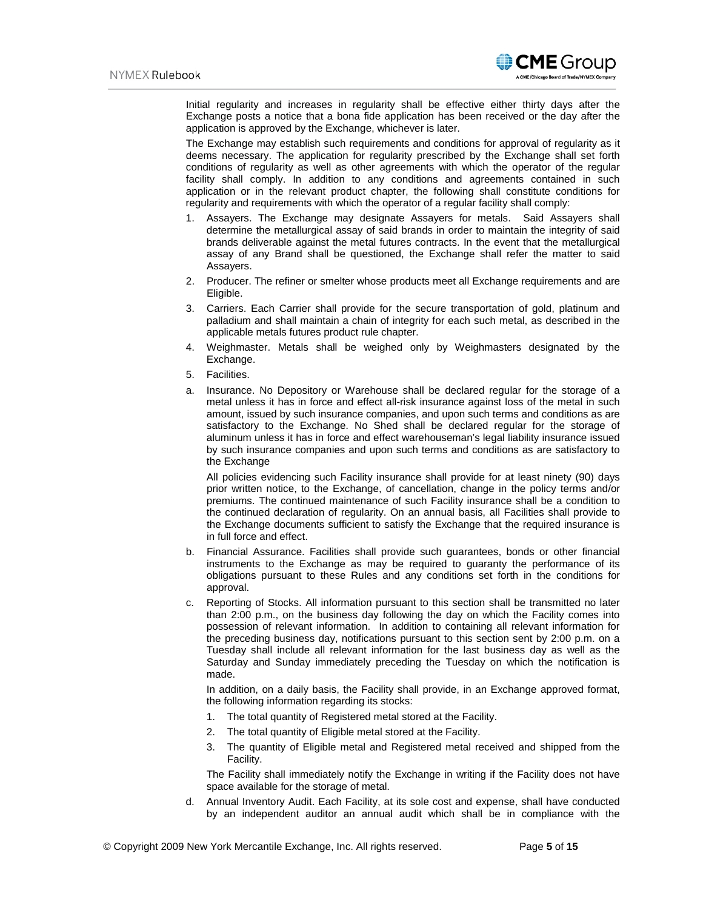Initial regularity and increases in regularity shall be effective either thirty days after the Exchange posts a notice that a bona fide application has been received or the day after the application is approved by the Exchange, whichever is later.

The Exchange may establish such requirements and conditions for approval of regularity as it deems necessary. The application for regularity prescribed by the Exchange shall set forth conditions of regularity as well as other agreements with which the operator of the regular facility shall comply. In addition to any conditions and agreements contained in such application or in the relevant product chapter, the following shall constitute conditions for regularity and requirements with which the operator of a regular facility shall comply:

1. Assayers. The Exchange may designate Assayers for metals. Said Assayers shall determine the metallurgical assay of said brands in order to maintain the integrity of said brands deliverable against the metal futures contracts. In the event that the metallurgical assay of any Brand shall be questioned, the Exchange shall refer the matter to said Assayers.
2. Producer. The refiner or smelter whose products meet all Exchange requirements and are Eligible.
3. Carriers. Each Carrier shall provide for the secure transportation of gold, platinum and palladium and shall maintain a chain of integrity for each such metal, as described in the applicable metals futures product rule chapter.
4. Weighmaster. Metals shall be weighed only by Weighmasters designated by the Exchange.
5. Facilities.

a. Insurance. No Depository or Warehouse shall be declared regular for the storage of a metal unless it has in force and effect all-risk insurance against loss of the metal in such amount, issued by such insurance companies, and upon such terms and conditions as are satisfactory to the Exchange. No Shed shall be declared regular for the storage of aluminum unless it has in force and effect warehouseman's legal liability insurance issued by such insurance companies and upon such terms and conditions as are satisfactory to the Exchange

   All policies evidencing such Facility insurance shall provide for at least ninety (90) days prior written notice, to the Exchange, of cancellation, change in the policy terms and/or premiums. The continued maintenance of such Facility insurance shall be a condition to the continued declaration of regularity. On an annual basis, all Facilities shall provide to the Exchange documents sufficient to satisfy the Exchange that the required insurance is in full force and effect.

b. Financial Assurance. Facilities shall provide such guarantees, bonds or other financial instruments to the Exchange as may be required to guaranty the performance of its obligations pursuant to these Rules and any conditions set forth in the conditions for approval.

c. Reporting of Stocks. All information pursuant to this section shall be transmitted no later than 2:00 p.m., on the business day following the day on which the Facility comes into possession of relevant information. In addition to containing all relevant information for the preceding business day, notifications pursuant to this section sent by 2:00 p.m. on a Tuesday shall include all relevant information for the last business day as well as the Saturday and Sunday immediately preceding the Tuesday on which the notification is made.

   In addition, on a daily basis, the Facility shall provide, in an Exchange approved format, the following information regarding its stocks:

   1. The total quantity of Registered metal stored at the Facility.
   2. The total quantity of Eligible metal stored at the Facility.
   3. The quantity of Eligible metal and Registered metal received and shipped from the Facility.

   The Facility shall immediately notify the Exchange in writing if the Facility does not have space available for the storage of metal.

d. Annual Inventory Audit. Each Facility, at its sole cost and expense, shall have conducted by an independent auditor an annual audit which shall be in compliance with the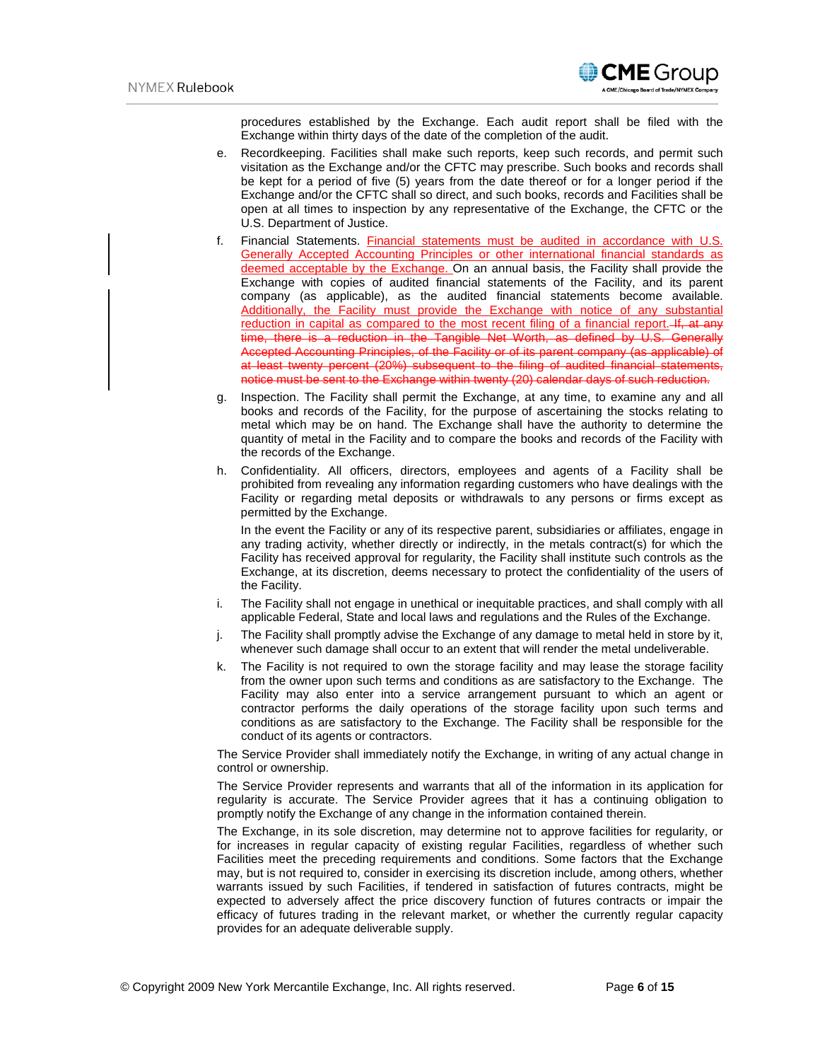procedures established by the Exchange. Each audit report shall be filed with the Exchange within thirty days of the date of the completion of the audit.

e. Recordkeeping. Facilities shall make such reports, keep such records, and permit such visitation as the Exchange and/or the CFTC may prescribe. Such books and records shall be kept for a period of five (5) years from the date thereof or for a longer period if the Exchange and/or the CFTC shall so direct, and such books, records and Facilities shall be open at all times to inspection by any representative of the Exchange, the CFTC or the U.S. Department of Justice.

f. Financial Statements. <u>Financial statements must be audited in accordance with U.S. Generally Accepted Accounting Principles or other international financial standards as deemed acceptable by the Exchange.</u> On an annual basis, the Facility shall provide the Exchange with copies of audited financial statements of the Facility, and its parent company (as applicable), as the audited financial statements become available. <u>Additionally, the Facility must provide the Exchange with notice of any substantial reduction in capital as compared to the most recent filing of a financial report.</u> ~~If, at any time, there is a reduction in the Tangible Net Worth, as defined by U.S. Generally Accepted Accounting Principles, of the Facility or of its parent company (as applicable) of at least twenty percent (20%) subsequent to the filing of audited financial statements, notice must be sent to the Exchange within twenty (20) calendar days of such reduction.~~

g. Inspection. The Facility shall permit the Exchange, at any time, to examine any and all books and records of the Facility, for the purpose of ascertaining the stocks relating to metal which may be on hand. The Exchange shall have the authority to determine the quantity of metal in the Facility and to compare the books and records of the Facility with the records of the Exchange.

h. Confidentiality. All officers, directors, employees and agents of a Facility shall be prohibited from revealing any information regarding customers who have dealings with the Facility or regarding metal deposits or withdrawals to any persons or firms except as permitted by the Exchange.

   In the event the Facility or any of its respective parent, subsidiaries or affiliates, engage in any trading activity, whether directly or indirectly, in the metals contract(s) for which the Facility has received approval for regularity, the Facility shall institute such controls as the Exchange, at its discretion, deems necessary to protect the confidentiality of the users of the Facility.

i. The Facility shall not engage in unethical or inequitable practices, and shall comply with all applicable Federal, State and local laws and regulations and the Rules of the Exchange.

j. The Facility shall promptly advise the Exchange of any damage to metal held in store by it, whenever such damage shall occur to an extent that will render the metal undeliverable.

k. The Facility is not required to own the storage facility and may lease the storage facility from the owner upon such terms and conditions as are satisfactory to the Exchange. The Facility may also enter into a service arrangement pursuant to which an agent or contractor performs the daily operations of the storage facility upon such terms and conditions as are satisfactory to the Exchange. The Facility shall be responsible for the conduct of its agents or contractors.

The Service Provider shall immediately notify the Exchange, in writing of any actual change in control or ownership.

The Service Provider represents and warrants that all of the information in its application for regularity is accurate. The Service Provider agrees that it has a continuing obligation to promptly notify the Exchange of any change in the information contained therein.

The Exchange, in its sole discretion, may determine not to approve facilities for regularity, or for increases in regular capacity of existing regular Facilities, regardless of whether such Facilities meet the preceding requirements and conditions. Some factors that the Exchange may, but is not required to, consider in exercising its discretion include, among others, whether warrants issued by such Facilities, if tendered in satisfaction of futures contracts, might be expected to adversely affect the price discovery function of futures contracts or impair the efficacy of futures trading in the relevant market, or whether the currently regular capacity provides for an adequate deliverable supply.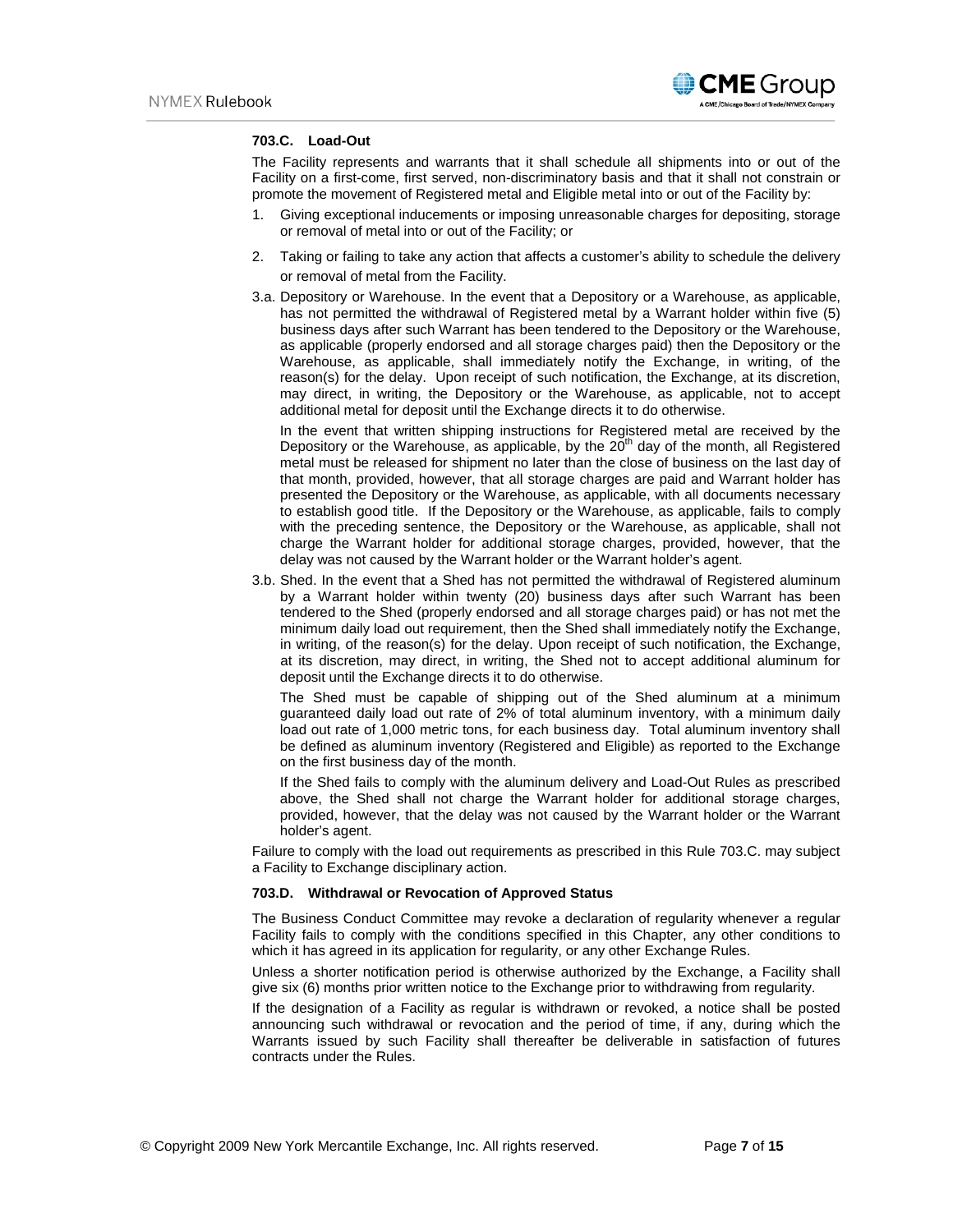### 703.C. Load-Out

The Facility represents and warrants that it shall schedule all shipments into or out of the Facility on a first-come, first served, non-discriminatory basis and that it shall not constrain or promote the movement of Registered metal and Eligible metal into or out of the Facility by:

1. Giving exceptional inducements or imposing unreasonable charges for depositing, storage or removal of metal into or out of the Facility; or
2. Taking or failing to take any action that affects a customer's ability to schedule the delivery or removal of metal from the Facility.

3.a. Depository or Warehouse. In the event that a Depository or a Warehouse, as applicable, has not permitted the withdrawal of Registered metal by a Warrant holder within five (5) business days after such Warrant has been tendered to the Depository or the Warehouse, as applicable (properly endorsed and all storage charges paid) then the Depository or the Warehouse, as applicable, shall immediately notify the Exchange, in writing, of the reason(s) for the delay. Upon receipt of such notification, the Exchange, at its discretion, may direct, in writing, the Depository or the Warehouse, as applicable, not to accept additional metal for deposit until the Exchange directs it to do otherwise.

In the event that written shipping instructions for Registered metal are received by the Depository or the Warehouse, as applicable, by the 20th day of the month, all Registered metal must be released for shipment no later than the close of business on the last day of that month, provided, however, that all storage charges are paid and Warrant holder has presented the Depository or the Warehouse, as applicable, with all documents necessary to establish good title. If the Depository or the Warehouse, as applicable, fails to comply with the preceding sentence, the Depository or the Warehouse, as applicable, shall not charge the Warrant holder for additional storage charges, provided, however, that the delay was not caused by the Warrant holder or the Warrant holder's agent.

3.b. Shed. In the event that a Shed has not permitted the withdrawal of Registered aluminum by a Warrant holder within twenty (20) business days after such Warrant has been tendered to the Shed (properly endorsed and all storage charges paid) or has not met the minimum daily load out requirement, then the Shed shall immediately notify the Exchange, in writing, of the reason(s) for the delay. Upon receipt of such notification, the Exchange, at its discretion, may direct, in writing, the Shed not to accept additional aluminum for deposit until the Exchange directs it to do otherwise.

The Shed must be capable of shipping out of the Shed aluminum at a minimum guaranteed daily load out rate of 2% of total aluminum inventory, with a minimum daily load out rate of 1,000 metric tons, for each business day. Total aluminum inventory shall be defined as aluminum inventory (Registered and Eligible) as reported to the Exchange on the first business day of the month.

If the Shed fails to comply with the aluminum delivery and Load-Out Rules as prescribed above, the Shed shall not charge the Warrant holder for additional storage charges, provided, however, that the delay was not caused by the Warrant holder or the Warrant holder's agent.

Failure to comply with the load out requirements as prescribed in this Rule 703.C. may subject a Facility to Exchange disciplinary action.

### 703.D. Withdrawal or Revocation of Approved Status

The Business Conduct Committee may revoke a declaration of regularity whenever a regular Facility fails to comply with the conditions specified in this Chapter, any other conditions to which it has agreed in its application for regularity, or any other Exchange Rules.

Unless a shorter notification period is otherwise authorized by the Exchange, a Facility shall give six (6) months prior written notice to the Exchange prior to withdrawing from regularity.

If the designation of a Facility as regular is withdrawn or revoked, a notice shall be posted announcing such withdrawal or revocation and the period of time, if any, during which the Warrants issued by such Facility shall thereafter be deliverable in satisfaction of futures contracts under the Rules.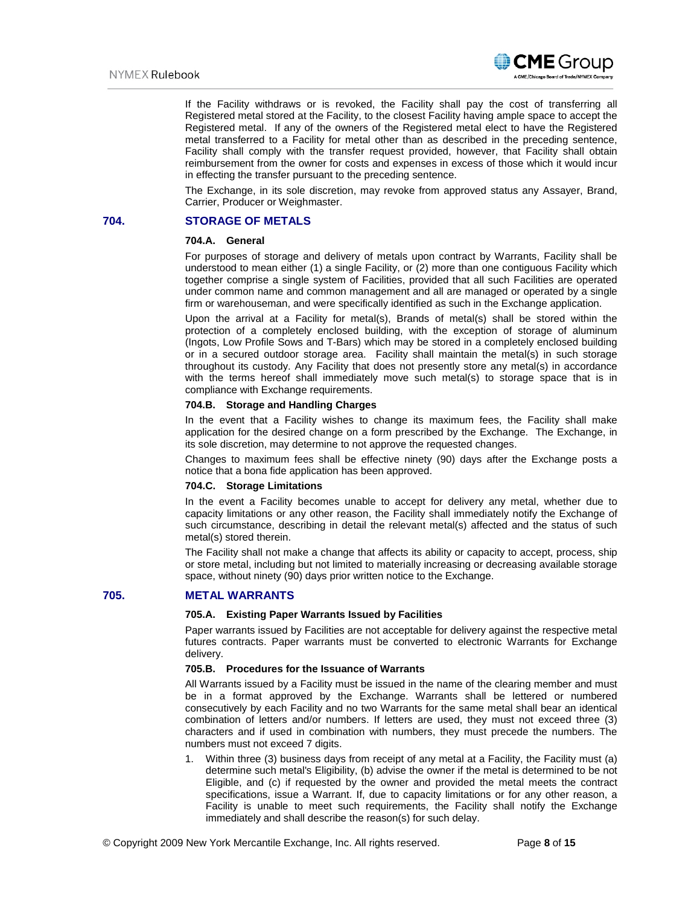If the Facility withdraws or is revoked, the Facility shall pay the cost of transferring all Registered metal stored at the Facility, to the closest Facility having ample space to accept the Registered metal. If any of the owners of the Registered metal elect to have the Registered metal transferred to a Facility for metal other than as described in the preceding sentence, Facility shall comply with the transfer request provided, however, that Facility shall obtain reimbursement from the owner for costs and expenses in excess of those which it would incur in effecting the transfer pursuant to the preceding sentence.

The Exchange, in its sole discretion, may revoke from approved status any Assayer, Brand, Carrier, Producer or Weighmaster.

## 704. STORAGE OF METALS

### 704.A. General

For purposes of storage and delivery of metals upon contract by Warrants, Facility shall be understood to mean either (1) a single Facility, or (2) more than one contiguous Facility which together comprise a single system of Facilities, provided that all such Facilities are operated under common name and common management and all are managed or operated by a single firm or warehouseman, and were specifically identified as such in the Exchange application.

Upon the arrival at a Facility for metal(s), Brands of metal(s) shall be stored within the protection of a completely enclosed building, with the exception of storage of aluminum (Ingots, Low Profile Sows and T-Bars) which may be stored in a completely enclosed building or in a secured outdoor storage area. Facility shall maintain the metal(s) in such storage throughout its custody. Any Facility that does not presently store any metal(s) in accordance with the terms hereof shall immediately move such metal(s) to storage space that is in compliance with Exchange requirements.

### 704.B. Storage and Handling Charges

In the event that a Facility wishes to change its maximum fees, the Facility shall make application for the desired change on a form prescribed by the Exchange. The Exchange, in its sole discretion, may determine to not approve the requested changes.

Changes to maximum fees shall be effective ninety (90) days after the Exchange posts a notice that a bona fide application has been approved.

### 704.C. Storage Limitations

In the event a Facility becomes unable to accept for delivery any metal, whether due to capacity limitations or any other reason, the Facility shall immediately notify the Exchange of such circumstance, describing in detail the relevant metal(s) affected and the status of such metal(s) stored therein.

The Facility shall not make a change that affects its ability or capacity to accept, process, ship or store metal, including but not limited to materially increasing or decreasing available storage space, without ninety (90) days prior written notice to the Exchange.

## 705. METAL WARRANTS

### 705.A. Existing Paper Warrants Issued by Facilities

Paper warrants issued by Facilities are not acceptable for delivery against the respective metal futures contracts. Paper warrants must be converted to electronic Warrants for Exchange delivery.

### 705.B. Procedures for the Issuance of Warrants

All Warrants issued by a Facility must be issued in the name of the clearing member and must be in a format approved by the Exchange. Warrants shall be lettered or numbered consecutively by each Facility and no two Warrants for the same metal shall bear an identical combination of letters and/or numbers. If letters are used, they must not exceed three (3) characters and if used in combination with numbers, they must precede the numbers. The numbers must not exceed 7 digits.

1. Within three (3) business days from receipt of any metal at a Facility, the Facility must (a) determine such metal's Eligibility, (b) advise the owner if the metal is determined to be not Eligible, and (c) if requested by the owner and provided the metal meets the contract specifications, issue a Warrant. If, due to capacity limitations or for any other reason, a Facility is unable to meet such requirements, the Facility shall notify the Exchange immediately and shall describe the reason(s) for such delay.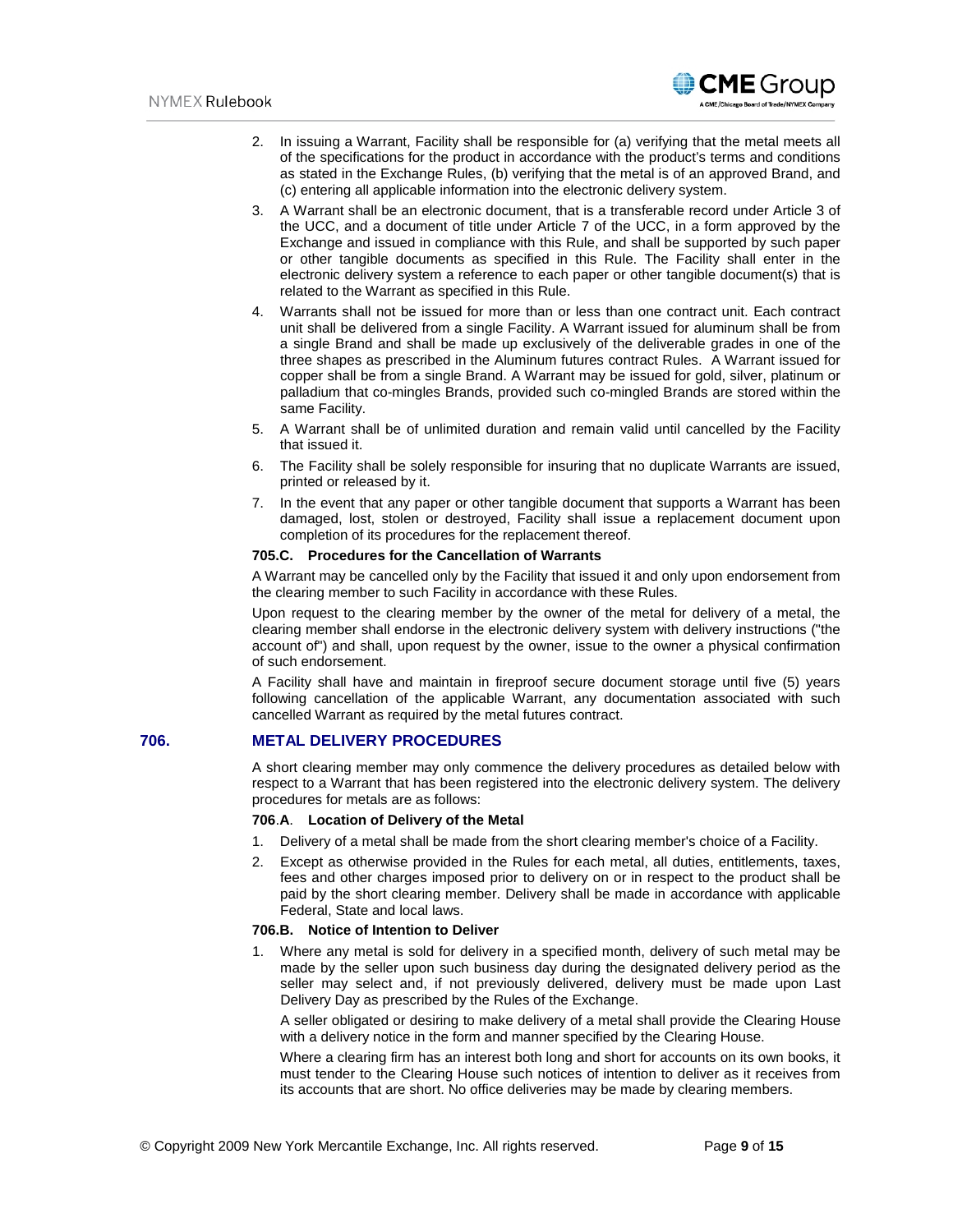2. In issuing a Warrant, Facility shall be responsible for (a) verifying that the metal meets all of the specifications for the product in accordance with the product's terms and conditions as stated in the Exchange Rules, (b) verifying that the metal is of an approved Brand, and (c) entering all applicable information into the electronic delivery system.
3. A Warrant shall be an electronic document, that is a transferable record under Article 3 of the UCC, and a document of title under Article 7 of the UCC, in a form approved by the Exchange and issued in compliance with this Rule, and shall be supported by such paper or other tangible documents as specified in this Rule. The Facility shall enter in the electronic delivery system a reference to each paper or other tangible document(s) that is related to the Warrant as specified in this Rule.
4. Warrants shall not be issued for more than or less than one contract unit. Each contract unit shall be delivered from a single Facility. A Warrant issued for aluminum shall be from a single Brand and shall be made up exclusively of the deliverable grades in one of the three shapes as prescribed in the Aluminum futures contract Rules. A Warrant issued for copper shall be from a single Brand. A Warrant may be issued for gold, silver, platinum or palladium that co-mingles Brands, provided such co-mingled Brands are stored within the same Facility.
5. A Warrant shall be of unlimited duration and remain valid until cancelled by the Facility that issued it.
6. The Facility shall be solely responsible for insuring that no duplicate Warrants are issued, printed or released by it.
7. In the event that any paper or other tangible document that supports a Warrant has been damaged, lost, stolen or destroyed, Facility shall issue a replacement document upon completion of its procedures for the replacement thereof.

#### 705.C. Procedures for the Cancellation of Warrants

A Warrant may be cancelled only by the Facility that issued it and only upon endorsement from the clearing member to such Facility in accordance with these Rules.

Upon request to the clearing member by the owner of the metal for delivery of a metal, the clearing member shall endorse in the electronic delivery system with delivery instructions ("the account of") and shall, upon request by the owner, issue to the owner a physical confirmation of such endorsement.

A Facility shall have and maintain in fireproof secure document storage until five (5) years following cancellation of the applicable Warrant, any documentation associated with such cancelled Warrant as required by the metal futures contract.

## 706. METAL DELIVERY PROCEDURES

A short clearing member may only commence the delivery procedures as detailed below with respect to a Warrant that has been registered into the electronic delivery system. The delivery procedures for metals are as follows:

#### 706.A. Location of Delivery of the Metal

1. Delivery of a metal shall be made from the short clearing member's choice of a Facility.
2. Except as otherwise provided in the Rules for each metal, all duties, entitlements, taxes, fees and other charges imposed prior to delivery on or in respect to the product shall be paid by the short clearing member. Delivery shall be made in accordance with applicable Federal, State and local laws.

#### 706.B. Notice of Intention to Deliver

1. Where any metal is sold for delivery in a specified month, delivery of such metal may be made by the seller upon such business day during the designated delivery period as the seller may select and, if not previously delivered, delivery must be made upon Last Delivery Day as prescribed by the Rules of the Exchange.

   A seller obligated or desiring to make delivery of a metal shall provide the Clearing House with a delivery notice in the form and manner specified by the Clearing House.

   Where a clearing firm has an interest both long and short for accounts on its own books, it must tender to the Clearing House such notices of intention to deliver as it receives from its accounts that are short. No office deliveries may be made by clearing members.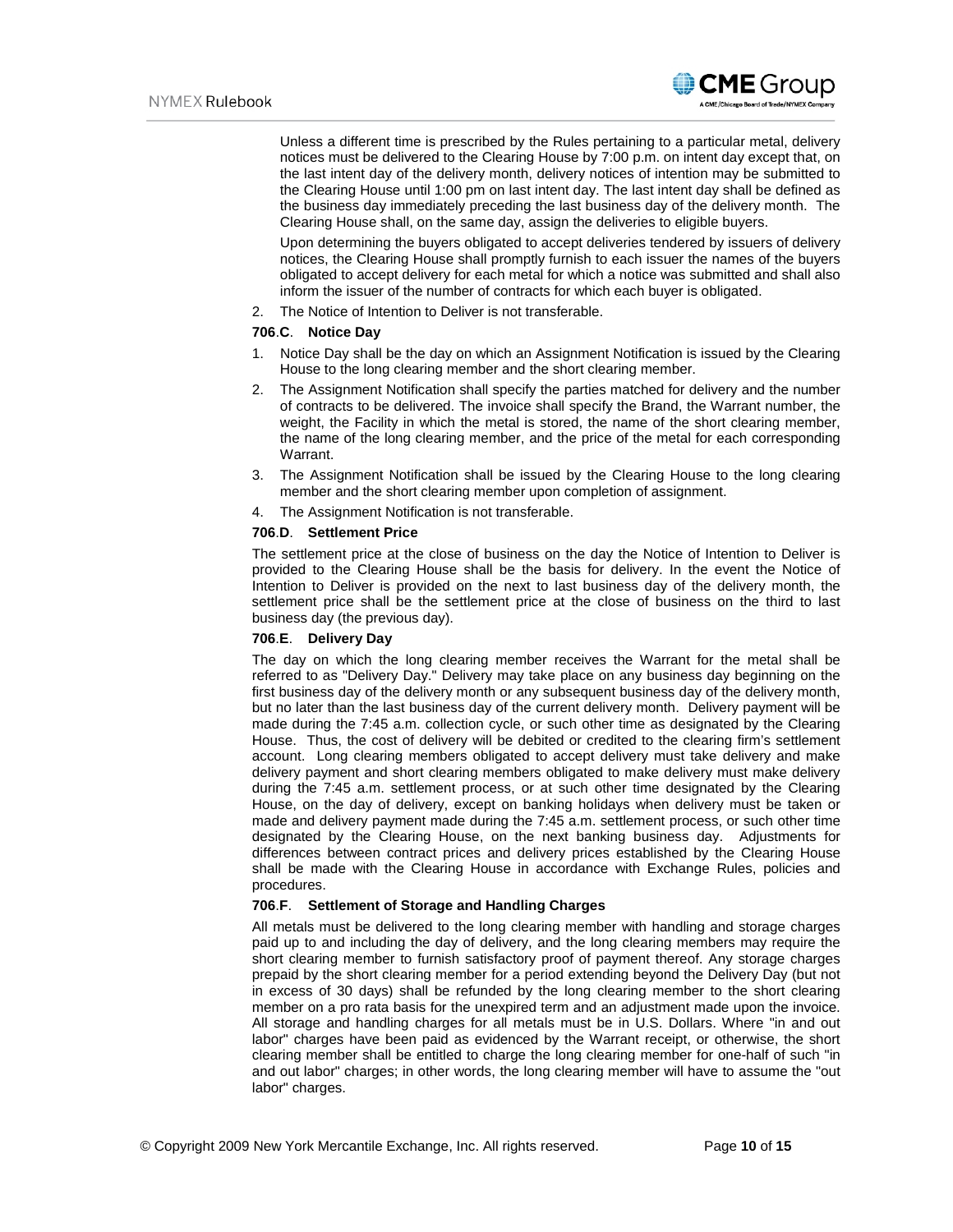Unless a different time is prescribed by the Rules pertaining to a particular metal, delivery notices must be delivered to the Clearing House by 7:00 p.m. on intent day except that, on the last intent day of the delivery month, delivery notices of intention may be submitted to the Clearing House until 1:00 pm on last intent day. The last intent day shall be defined as the business day immediately preceding the last business day of the delivery month. The Clearing House shall, on the same day, assign the deliveries to eligible buyers.

Upon determining the buyers obligated to accept deliveries tendered by issuers of delivery notices, the Clearing House shall promptly furnish to each issuer the names of the buyers obligated to accept delivery for each metal for which a notice was submitted and shall also inform the issuer of the number of contracts for which each buyer is obligated.

2. The Notice of Intention to Deliver is not transferable.

**706.C. Notice Day**

1. Notice Day shall be the day on which an Assignment Notification is issued by the Clearing House to the long clearing member and the short clearing member.
2. The Assignment Notification shall specify the parties matched for delivery and the number of contracts to be delivered. The invoice shall specify the Brand, the Warrant number, the weight, the Facility in which the metal is stored, the name of the short clearing member, the name of the long clearing member, and the price of the metal for each corresponding Warrant.
3. The Assignment Notification shall be issued by the Clearing House to the long clearing member and the short clearing member upon completion of assignment.
4. The Assignment Notification is not transferable.

**706.D. Settlement Price**

The settlement price at the close of business on the day the Notice of Intention to Deliver is provided to the Clearing House shall be the basis for delivery. In the event the Notice of Intention to Deliver is provided on the next to last business day of the delivery month, the settlement price shall be the settlement price at the close of business on the third to last business day (the previous day).

**706.E. Delivery Day**

The day on which the long clearing member receives the Warrant for the metal shall be referred to as "Delivery Day." Delivery may take place on any business day beginning on the first business day of the delivery month or any subsequent business day of the delivery month, but no later than the last business day of the current delivery month. Delivery payment will be made during the 7:45 a.m. collection cycle, or such other time as designated by the Clearing House. Thus, the cost of delivery will be debited or credited to the clearing firm's settlement account. Long clearing members obligated to accept delivery must take delivery and make delivery payment and short clearing members obligated to make delivery must make delivery during the 7:45 a.m. settlement process, or at such other time designated by the Clearing House, on the day of delivery, except on banking holidays when delivery must be taken or made and delivery payment made during the 7:45 a.m. settlement process, or such other time designated by the Clearing House, on the next banking business day. Adjustments for differences between contract prices and delivery prices established by the Clearing House shall be made with the Clearing House in accordance with Exchange Rules, policies and procedures.

**706.F. Settlement of Storage and Handling Charges**

All metals must be delivered to the long clearing member with handling and storage charges paid up to and including the day of delivery, and the long clearing members may require the short clearing member to furnish satisfactory proof of payment thereof. Any storage charges prepaid by the short clearing member for a period extending beyond the Delivery Day (but not in excess of 30 days) shall be refunded by the long clearing member to the short clearing member on a pro rata basis for the unexpired term and an adjustment made upon the invoice. All storage and handling charges for all metals must be in U.S. Dollars. Where "in and out labor" charges have been paid as evidenced by the Warrant receipt, or otherwise, the short clearing member shall be entitled to charge the long clearing member for one-half of such "in and out labor" charges; in other words, the long clearing member will have to assume the "out labor" charges.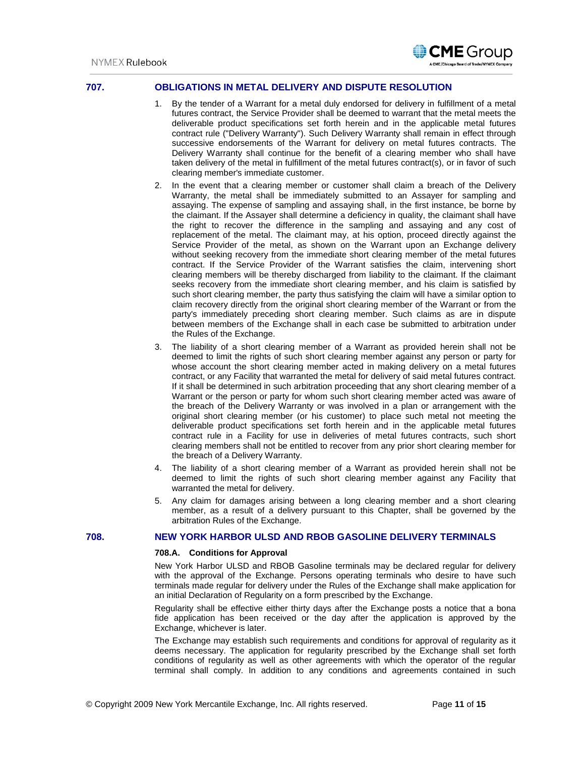## 707. OBLIGATIONS IN METAL DELIVERY AND DISPUTE RESOLUTION

1. By the tender of a Warrant for a metal duly endorsed for delivery in fulfillment of a metal futures contract, the Service Provider shall be deemed to warrant that the metal meets the deliverable product specifications set forth herein and in the applicable metal futures contract rule ("Delivery Warranty"). Such Delivery Warranty shall remain in effect through successive endorsements of the Warrant for delivery on metal futures contracts. The Delivery Warranty shall continue for the benefit of a clearing member who shall have taken delivery of the metal in fulfillment of the metal futures contract(s), or in favor of such clearing member's immediate customer.
2. In the event that a clearing member or customer shall claim a breach of the Delivery Warranty, the metal shall be immediately submitted to an Assayer for sampling and assaying. The expense of sampling and assaying shall, in the first instance, be borne by the claimant. If the Assayer shall determine a deficiency in quality, the claimant shall have the right to recover the difference in the sampling and assaying and any cost of replacement of the metal. The claimant may, at his option, proceed directly against the Service Provider of the metal, as shown on the Warrant upon an Exchange delivery without seeking recovery from the immediate short clearing member of the metal futures contract. If the Service Provider of the Warrant satisfies the claim, intervening short clearing members will be thereby discharged from liability to the claimant. If the claimant seeks recovery from the immediate short clearing member, and his claim is satisfied by such short clearing member, the party thus satisfying the claim will have a similar option to claim recovery directly from the original short clearing member of the Warrant or from the party's immediately preceding short clearing member. Such claims as are in dispute between members of the Exchange shall in each case be submitted to arbitration under the Rules of the Exchange.
3. The liability of a short clearing member of a Warrant as provided herein shall not be deemed to limit the rights of such short clearing member against any person or party for whose account the short clearing member acted in making delivery on a metal futures contract, or any Facility that warranted the metal for delivery of said metal futures contract. If it shall be determined in such arbitration proceeding that any short clearing member of a Warrant or the person or party for whom such short clearing member acted was aware of the breach of the Delivery Warranty or was involved in a plan or arrangement with the original short clearing member (or his customer) to place such metal not meeting the deliverable product specifications set forth herein and in the applicable metal futures contract rule in a Facility for use in deliveries of metal futures contracts, such short clearing members shall not be entitled to recover from any prior short clearing member for the breach of a Delivery Warranty.
4. The liability of a short clearing member of a Warrant as provided herein shall not be deemed to limit the rights of such short clearing member against any Facility that warranted the metal for delivery.
5. Any claim for damages arising between a long clearing member and a short clearing member, as a result of a delivery pursuant to this Chapter, shall be governed by the arbitration Rules of the Exchange.

## 708. NEW YORK HARBOR ULSD AND RBOB GASOLINE DELIVERY TERMINALS

### 708.A. Conditions for Approval

New York Harbor ULSD and RBOB Gasoline terminals may be declared regular for delivery with the approval of the Exchange. Persons operating terminals who desire to have such terminals made regular for delivery under the Rules of the Exchange shall make application for an initial Declaration of Regularity on a form prescribed by the Exchange.

Regularity shall be effective either thirty days after the Exchange posts a notice that a bona fide application has been received or the day after the application is approved by the Exchange, whichever is later.

The Exchange may establish such requirements and conditions for approval of regularity as it deems necessary. The application for regularity prescribed by the Exchange shall set forth conditions of regularity as well as other agreements with which the operator of the regular terminal shall comply. In addition to any conditions and agreements contained in such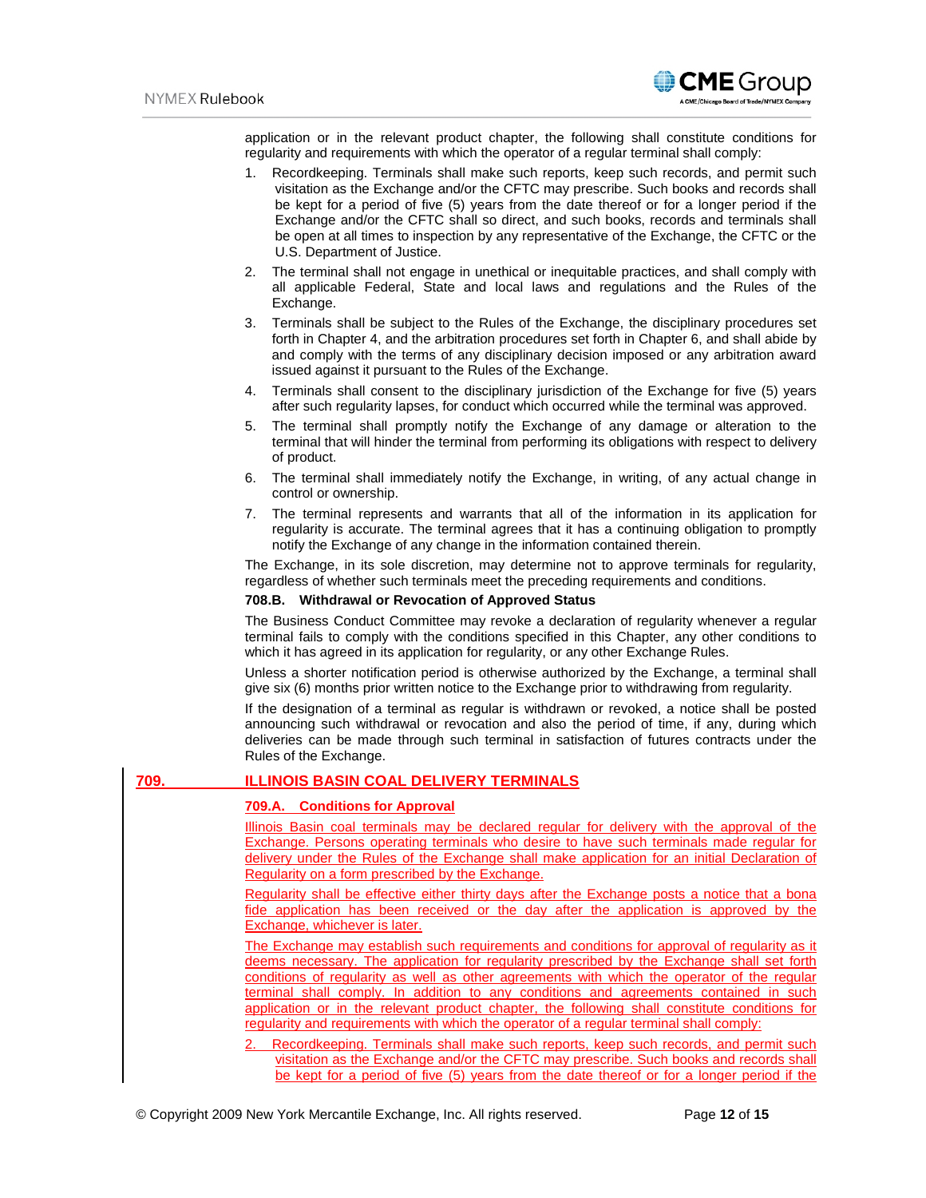application or in the relevant product chapter, the following shall constitute conditions for regularity and requirements with which the operator of a regular terminal shall comply:

1. Recordkeeping. Terminals shall make such reports, keep such records, and permit such visitation as the Exchange and/or the CFTC may prescribe. Such books and records shall be kept for a period of five (5) years from the date thereof or for a longer period if the Exchange and/or the CFTC shall so direct, and such books, records and terminals shall be open at all times to inspection by any representative of the Exchange, the CFTC or the U.S. Department of Justice.
2. The terminal shall not engage in unethical or inequitable practices, and shall comply with all applicable Federal, State and local laws and regulations and the Rules of the Exchange.
3. Terminals shall be subject to the Rules of the Exchange, the disciplinary procedures set forth in Chapter 4, and the arbitration procedures set forth in Chapter 6, and shall abide by and comply with the terms of any disciplinary decision imposed or any arbitration award issued against it pursuant to the Rules of the Exchange.
4. Terminals shall consent to the disciplinary jurisdiction of the Exchange for five (5) years after such regularity lapses, for conduct which occurred while the terminal was approved.
5. The terminal shall promptly notify the Exchange of any damage or alteration to the terminal that will hinder the terminal from performing its obligations with respect to delivery of product.
6. The terminal shall immediately notify the Exchange, in writing, of any actual change in control or ownership.
7. The terminal represents and warrants that all of the information in its application for regularity is accurate. The terminal agrees that it has a continuing obligation to promptly notify the Exchange of any change in the information contained therein.

The Exchange, in its sole discretion, may determine not to approve terminals for regularity, regardless of whether such terminals meet the preceding requirements and conditions.

**708.B. Withdrawal or Revocation of Approved Status**

The Business Conduct Committee may revoke a declaration of regularity whenever a regular terminal fails to comply with the conditions specified in this Chapter, any other conditions to which it has agreed in its application for regularity, or any other Exchange Rules.

Unless a shorter notification period is otherwise authorized by the Exchange, a terminal shall give six (6) months prior written notice to the Exchange prior to withdrawing from regularity.

If the designation of a terminal as regular is withdrawn or revoked, a notice shall be posted announcing such withdrawal or revocation and also the period of time, if any, during which deliveries can be made through such terminal in satisfaction of futures contracts under the Rules of the Exchange.

## 709. ILLINOIS BASIN COAL DELIVERY TERMINALS

**709.A. Conditions for Approval**

Illinois Basin coal terminals may be declared regular for delivery with the approval of the Exchange. Persons operating terminals who desire to have such terminals made regular for delivery under the Rules of the Exchange shall make application for an initial Declaration of Regularity on a form prescribed by the Exchange.

Regularity shall be effective either thirty days after the Exchange posts a notice that a bona fide application has been received or the day after the application is approved by the Exchange, whichever is later.

The Exchange may establish such requirements and conditions for approval of regularity as it deems necessary. The application for regularity prescribed by the Exchange shall set forth conditions of regularity as well as other agreements with which the operator of the regular terminal shall comply. In addition to any conditions and agreements contained in such application or in the relevant product chapter, the following shall constitute conditions for regularity and requirements with which the operator of a regular terminal shall comply:

2. Recordkeeping. Terminals shall make such reports, keep such records, and permit such visitation as the Exchange and/or the CFTC may prescribe. Such books and records shall be kept for a period of five (5) years from the date thereof or for a longer period if the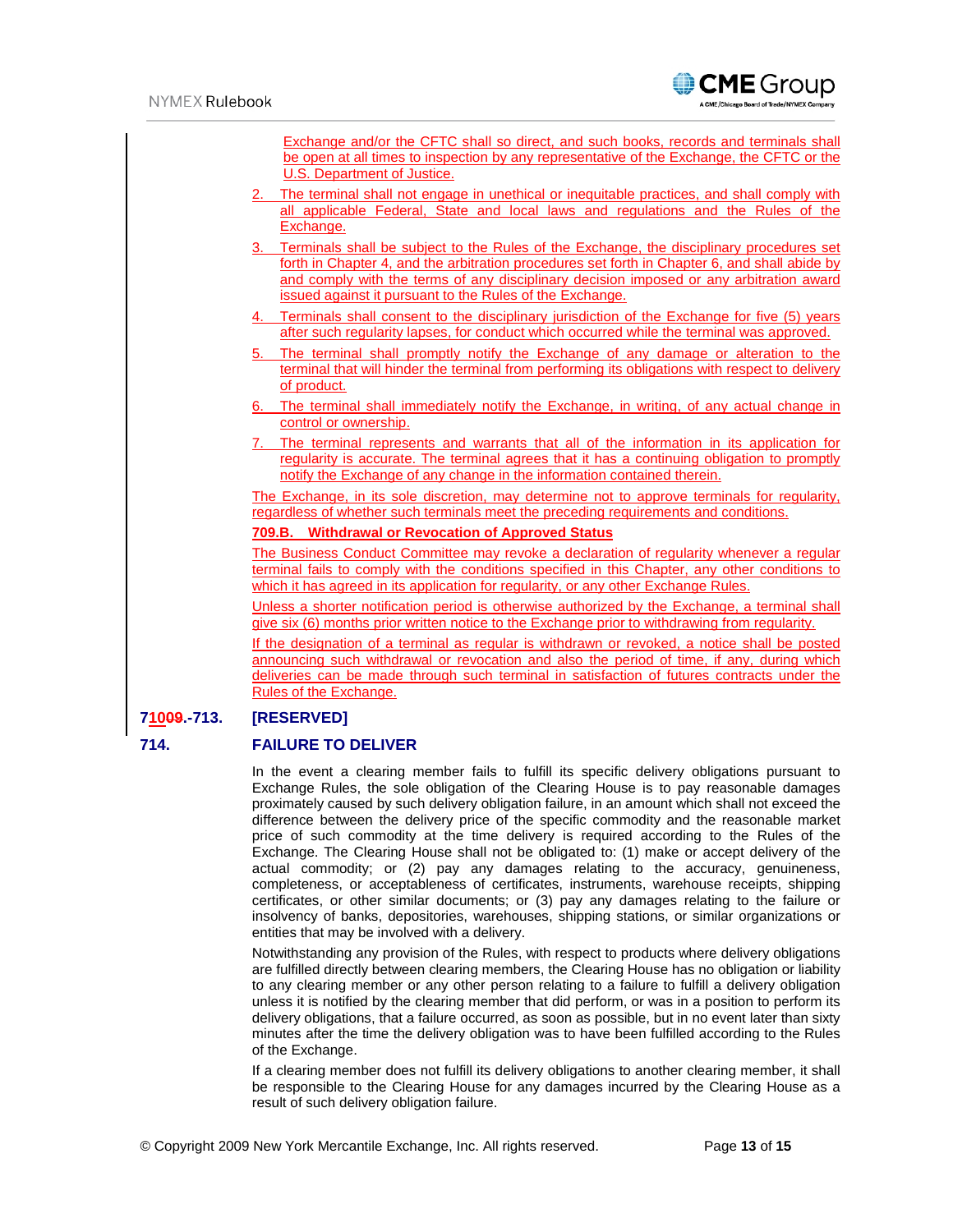Exchange and/or the CFTC shall so direct, and such books, records and terminals shall be open at all times to inspection by any representative of the Exchange, the CFTC or the U.S. Department of Justice.

2. The terminal shall not engage in unethical or inequitable practices, and shall comply with all applicable Federal, State and local laws and regulations and the Rules of the Exchange.
3. Terminals shall be subject to the Rules of the Exchange, the disciplinary procedures set forth in Chapter 4, and the arbitration procedures set forth in Chapter 6, and shall abide by and comply with the terms of any disciplinary decision imposed or any arbitration award issued against it pursuant to the Rules of the Exchange.
4. Terminals shall consent to the disciplinary jurisdiction of the Exchange for five (5) years after such regularity lapses, for conduct which occurred while the terminal was approved.
5. The terminal shall promptly notify the Exchange of any damage or alteration to the terminal that will hinder the terminal from performing its obligations with respect to delivery of product.
6. The terminal shall immediately notify the Exchange, in writing, of any actual change in control or ownership.
7. The terminal represents and warrants that all of the information in its application for regularity is accurate. The terminal agrees that it has a continuing obligation to promptly notify the Exchange of any change in the information contained therein.

The Exchange, in its sole discretion, may determine not to approve terminals for regularity, regardless of whether such terminals meet the preceding requirements and conditions.

**709.B. Withdrawal or Revocation of Approved Status**

The Business Conduct Committee may revoke a declaration of regularity whenever a regular terminal fails to comply with the conditions specified in this Chapter, any other conditions to which it has agreed in its application for regularity, or any other Exchange Rules.

Unless a shorter notification period is otherwise authorized by the Exchange, a terminal shall give six (6) months prior written notice to the Exchange prior to withdrawing from regularity.

If the designation of a terminal as regular is withdrawn or revoked, a notice shall be posted announcing such withdrawal or revocation and also the period of time, if any, during which deliveries can be made through such terminal in satisfaction of futures contracts under the Rules of the Exchange.

## 71~~00~~09.-713. [RESERVED]

## 714. FAILURE TO DELIVER

In the event a clearing member fails to fulfill its specific delivery obligations pursuant to Exchange Rules, the sole obligation of the Clearing House is to pay reasonable damages proximately caused by such delivery obligation failure, in an amount which shall not exceed the difference between the delivery price of the specific commodity and the reasonable market price of such commodity at the time delivery is required according to the Rules of the Exchange. The Clearing House shall not be obligated to: (1) make or accept delivery of the actual commodity; or (2) pay any damages relating to the accuracy, genuineness, completeness, or acceptableness of certificates, instruments, warehouse receipts, shipping certificates, or other similar documents; or (3) pay any damages relating to the failure or insolvency of banks, depositories, warehouses, shipping stations, or similar organizations or entities that may be involved with a delivery.

Notwithstanding any provision of the Rules, with respect to products where delivery obligations are fulfilled directly between clearing members, the Clearing House has no obligation or liability to any clearing member or any other person relating to a failure to fulfill a delivery obligation unless it is notified by the clearing member that did perform, or was in a position to perform its delivery obligations, that a failure occurred, as soon as possible, but in no event later than sixty minutes after the time the delivery obligation was to have been fulfilled according to the Rules of the Exchange.

If a clearing member does not fulfill its delivery obligations to another clearing member, it shall be responsible to the Clearing House for any damages incurred by the Clearing House as a result of such delivery obligation failure.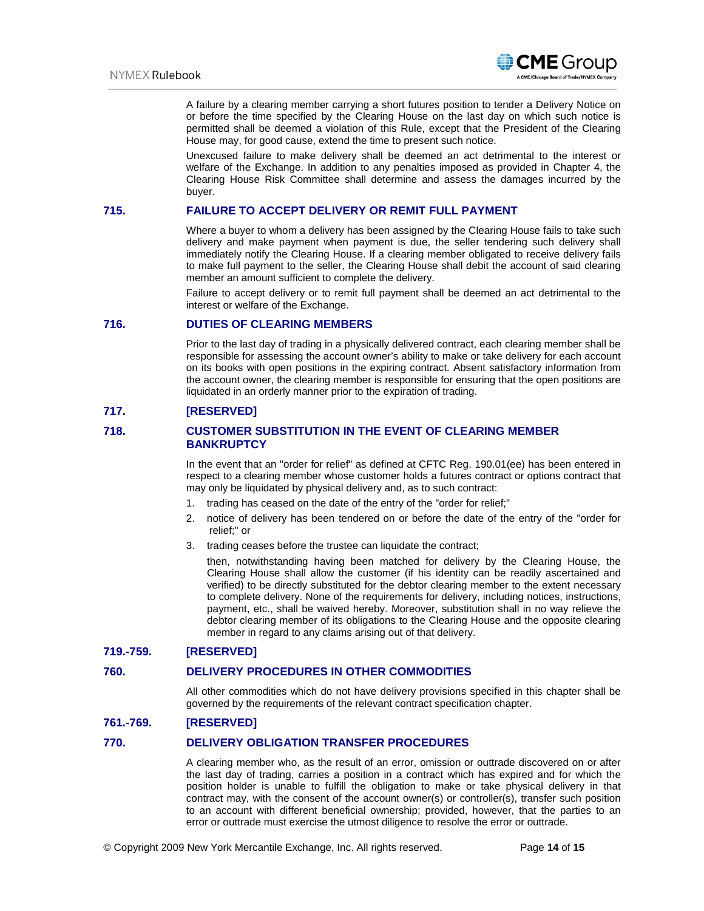A failure by a clearing member carrying a short futures position to tender a Delivery Notice on or before the time specified by the Clearing House on the last day on which such notice is permitted shall be deemed a violation of this Rule, except that the President of the Clearing House may, for good cause, extend the time to present such notice.

Unexcused failure to make delivery shall be deemed an act detrimental to the interest or welfare of the Exchange. In addition to any penalties imposed as provided in Chapter 4, the Clearing House Risk Committee shall determine and assess the damages incurred by the buyer.

## 715. FAILURE TO ACCEPT DELIVERY OR REMIT FULL PAYMENT

Where a buyer to whom a delivery has been assigned by the Clearing House fails to take such delivery and make payment when payment is due, the seller tendering such delivery shall immediately notify the Clearing House. If a clearing member obligated to receive delivery fails to make full payment to the seller, the Clearing House shall debit the account of said clearing member an amount sufficient to complete the delivery.

Failure to accept delivery or to remit full payment shall be deemed an act detrimental to the interest or welfare of the Exchange.

## 716. DUTIES OF CLEARING MEMBERS

Prior to the last day of trading in a physically delivered contract, each clearing member shall be responsible for assessing the account owner's ability to make or take delivery for each account on its books with open positions in the expiring contract. Absent satisfactory information from the account owner, the clearing member is responsible for ensuring that the open positions are liquidated in an orderly manner prior to the expiration of trading.

## 717. [RESERVED]

## 718. CUSTOMER SUBSTITUTION IN THE EVENT OF CLEARING MEMBER BANKRUPTCY

In the event that an "order for relief" as defined at CFTC Reg. 190.01(ee) has been entered in respect to a clearing member whose customer holds a futures contract or options contract that may only be liquidated by physical delivery and, as to such contract:

1. trading has ceased on the date of the entry of the "order for relief;"
2. notice of delivery has been tendered on or before the date of the entry of the "order for relief;" or
3. trading ceases before the trustee can liquidate the contract;

then, notwithstanding having been matched for delivery by the Clearing House, the Clearing House shall allow the customer (if his identity can be readily ascertained and verified) to be directly substituted for the debtor clearing member to the extent necessary to complete delivery. None of the requirements for delivery, including notices, instructions, payment, etc., shall be waived hereby. Moreover, substitution shall in no way relieve the debtor clearing member of its obligations to the Clearing House and the opposite clearing member in regard to any claims arising out of that delivery.

## 719.-759. [RESERVED]

## 760. DELIVERY PROCEDURES IN OTHER COMMODITIES

All other commodities which do not have delivery provisions specified in this chapter shall be governed by the requirements of the relevant contract specification chapter.

## 761.-769. [RESERVED]

## 770. DELIVERY OBLIGATION TRANSFER PROCEDURES

A clearing member who, as the result of an error, omission or outtrade discovered on or after the last day of trading, carries a position in a contract which has expired and for which the position holder is unable to fulfill the obligation to make or take physical delivery in that contract may, with the consent of the account owner(s) or controller(s), transfer such position to an account with different beneficial ownership; provided, however, that the parties to an error or outtrade must exercise the utmost diligence to resolve the error or outtrade.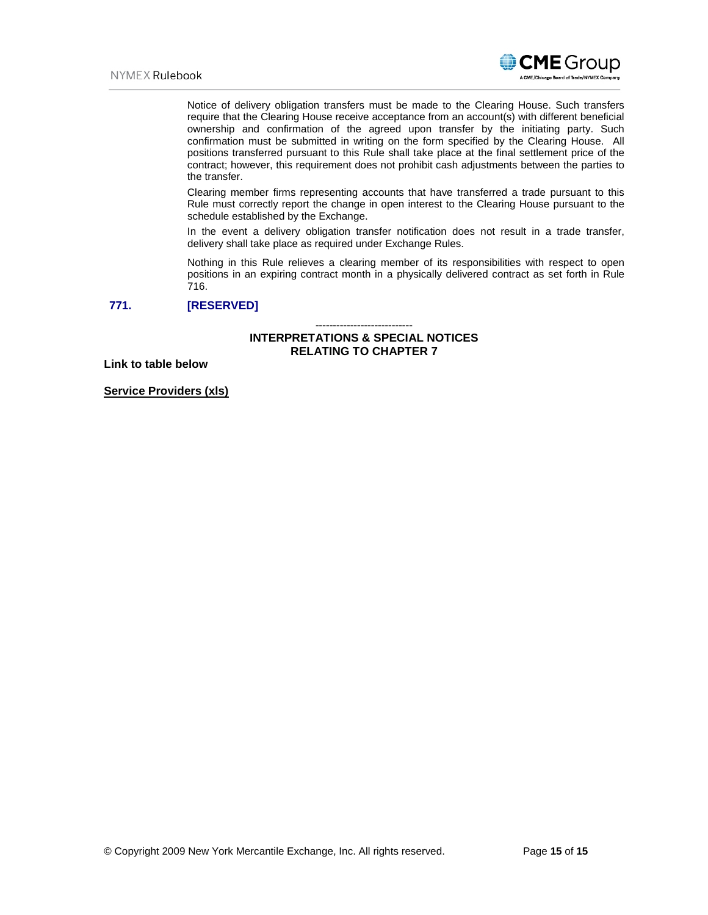Notice of delivery obligation transfers must be made to the Clearing House. Such transfers require that the Clearing House receive acceptance from an account(s) with different beneficial ownership and confirmation of the agreed upon transfer by the initiating party. Such confirmation must be submitted in writing on the form specified by the Clearing House. All positions transferred pursuant to this Rule shall take place at the final settlement price of the contract; however, this requirement does not prohibit cash adjustments between the parties to the transfer.

Clearing member firms representing accounts that have transferred a trade pursuant to this Rule must correctly report the change in open interest to the Clearing House pursuant to the schedule established by the Exchange.

In the event a delivery obligation transfer notification does not result in a trade transfer, delivery shall take place as required under Exchange Rules.

Nothing in this Rule relieves a clearing member of its responsibilities with respect to open positions in an expiring contract month in a physically delivered contract as set forth in Rule 716.

## 771. [RESERVED]

---------------------------

**INTERPRETATIONS & SPECIAL NOTICES RELATING TO CHAPTER 7**

**Link to table below**

**Service Providers (xls)**